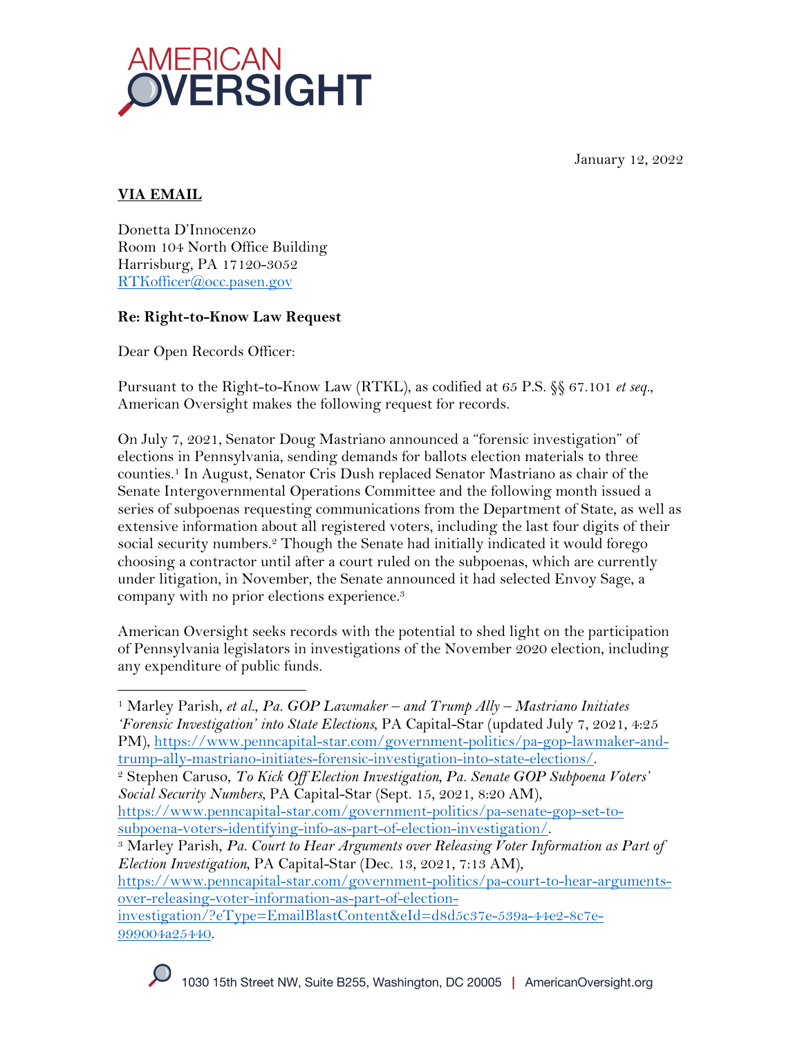AMERICAN OVERSIGHT

January 12, 2022

**VIA EMAIL**

Donetta D'Innocenzo
Room 104 North Office Building
Harrisburg, PA 17120-3052
RTKofficer@occ.pasen.gov

**Re: Right-to-Know Law Request**

Dear Open Records Officer:

Pursuant to the Right-to-Know Law (RTKL), as codified at 65 P.S. §§ 67.101 *et seq*., American Oversight makes the following request for records.

On July 7, 2021, Senator Doug Mastriano announced a "forensic investigation" of elections in Pennsylvania, sending demands for ballots election materials to three counties.[1] In August, Senator Cris Dush replaced Senator Mastriano as chair of the Senate Intergovernmental Operations Committee and the following month issued a series of subpoenas requesting communications from the Department of State, as well as extensive information about all registered voters, including the last four digits of their social security numbers.[2] Though the Senate had initially indicated it would forego choosing a contractor until after a court ruled on the subpoenas, which are currently under litigation, in November, the Senate announced it had selected Envoy Sage, a company with no prior elections experience.[3]

American Oversight seeks records with the potential to shed light on the participation of Pennsylvania legislators in investigations of the November 2020 election, including any expenditure of public funds.

---

[1] Marley Parish, *et al.*, *Pa. GOP Lawmaker – and Trump Ally – Mastriano Initiates 'Forensic Investigation' into State Elections*, PA Capital-Star (updated July 7, 2021, 4:25 PM), https://www.penncapital-star.com/government-politics/pa-gop-lawmaker-and-trump-ally-mastriano-initiates-forensic-investigation-into-state-elections/.

[2] Stephen Caruso, *To Kick Off Election Investigation, Pa. Senate GOP Subpoena Voters' Social Security Numbers*, PA Capital-Star (Sept. 15, 2021, 8:20 AM), https://www.penncapital-star.com/government-politics/pa-senate-gop-set-to-subpoena-voters-identifying-info-as-part-of-election-investigation/.

[3] Marley Parish, *Pa. Court to Hear Arguments over Releasing Voter Information as Part of Election Investigation*, PA Capital-Star (Dec. 13, 2021, 7:13 AM), https://www.penncapital-star.com/government-politics/pa-court-to-hear-arguments-over-releasing-voter-information-as-part-of-election-investigation/?eType=EmailBlastContent&eId=d8d5c37e-539a-44e2-8c7e-999004a25440.

1030 15th Street NW, Suite B255, Washington, DC 20005 | AmericanOversight.org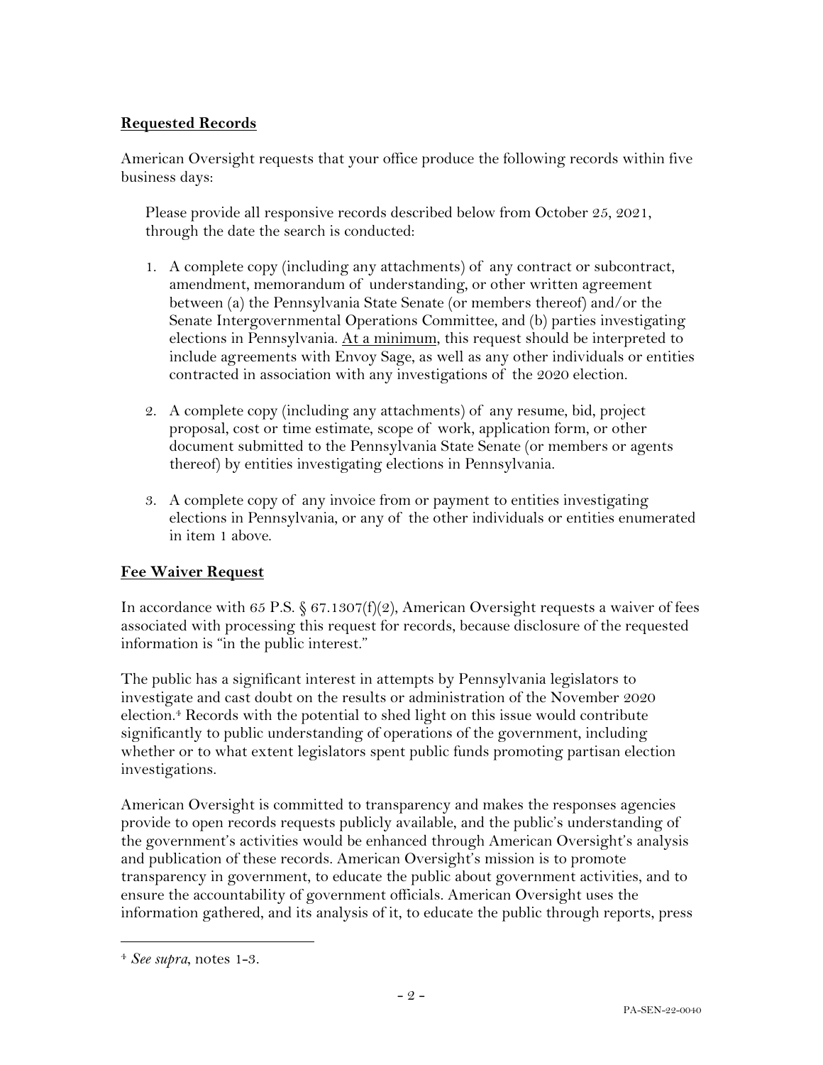**Requested Records**

American Oversight requests that your office produce the following records within five business days:

Please provide all responsive records described below from October 25, 2021, through the date the search is conducted:

1. A complete copy (including any attachments) of any contract or subcontract, amendment, memorandum of understanding, or other written agreement between (a) the Pennsylvania State Senate (or members thereof) and/or the Senate Intergovernmental Operations Committee, and (b) parties investigating elections in Pennsylvania. At a minimum, this request should be interpreted to include agreements with Envoy Sage, as well as any other individuals or entities contracted in association with any investigations of the 2020 election.

2. A complete copy (including any attachments) of any resume, bid, project proposal, cost or time estimate, scope of work, application form, or other document submitted to the Pennsylvania State Senate (or members or agents thereof) by entities investigating elections in Pennsylvania.

3. A complete copy of any invoice from or payment to entities investigating elections in Pennsylvania, or any of the other individuals or entities enumerated in item 1 above.

**Fee Waiver Request**

In accordance with 65 P.S. § 67.1307(f)(2), American Oversight requests a waiver of fees associated with processing this request for records, because disclosure of the requested information is "in the public interest."

The public has a significant interest in attempts by Pennsylvania legislators to investigate and cast doubt on the results or administration of the November 2020 election.[4] Records with the potential to shed light on this issue would contribute significantly to public understanding of operations of the government, including whether or to what extent legislators spent public funds promoting partisan election investigations.

American Oversight is committed to transparency and makes the responses agencies provide to open records requests publicly available, and the public's understanding of the government's activities would be enhanced through American Oversight's analysis and publication of these records. American Oversight's mission is to promote transparency in government, to educate the public about government activities, and to ensure the accountability of government officials. American Oversight uses the information gathered, and its analysis of it, to educate the public through reports, press

[4] *See supra*, notes 1-3.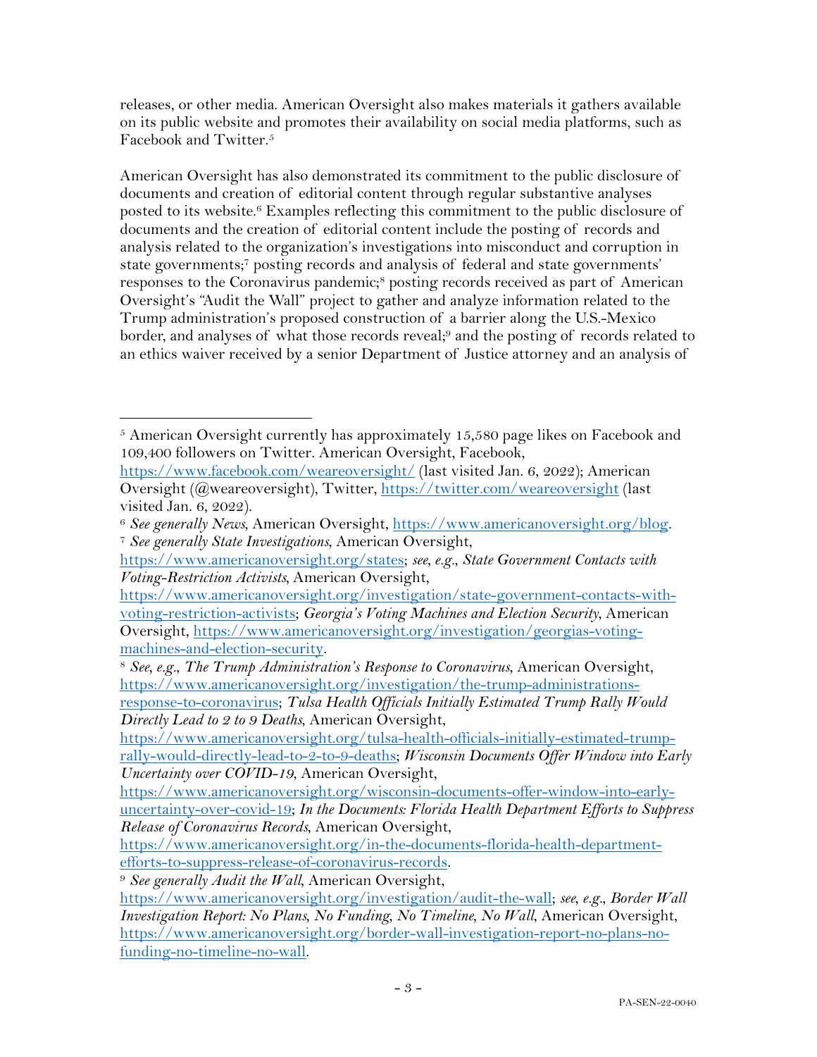releases, or other media. American Oversight also makes materials it gathers available on its public website and promotes their availability on social media platforms, such as Facebook and Twitter.[5]

American Oversight has also demonstrated its commitment to the public disclosure of documents and creation of editorial content through regular substantive analyses posted to its website.[6] Examples reflecting this commitment to the public disclosure of documents and the creation of editorial content include the posting of records and analysis related to the organization's investigations into misconduct and corruption in state governments;[7] posting records and analysis of federal and state governments' responses to the Coronavirus pandemic;[8] posting records received as part of American Oversight's "Audit the Wall" project to gather and analyze information related to the Trump administration's proposed construction of a barrier along the U.S.-Mexico border, and analyses of what those records reveal;[9] and the posting of records related to an ethics waiver received by a senior Department of Justice attorney and an analysis of

---

[5] American Oversight currently has approximately 15,580 page likes on Facebook and 109,400 followers on Twitter. American Oversight, Facebook, https://www.facebook.com/weareoversight/ (last visited Jan. 6, 2022); American Oversight (@weareoversight), Twitter, https://twitter.com/weareoversight (last visited Jan. 6, 2022).

[6] *See generally News*, American Oversight, https://www.americanoversight.org/blog.

[7] *See generally State Investigations*, American Oversight, https://www.americanoversight.org/states; *see, e.g.*, *State Government Contacts with Voting-Restriction Activists*, American Oversight, https://www.americanoversight.org/investigation/state-government-contacts-with-voting-restriction-activists; *Georgia's Voting Machines and Election Security*, American Oversight, https://www.americanoversight.org/investigation/georgias-voting-machines-and-election-security.

[8] *See, e.g.*, *The Trump Administration's Response to Coronavirus*, American Oversight, https://www.americanoversight.org/investigation/the-trump-administrations-response-to-coronavirus; *Tulsa Health Officials Initially Estimated Trump Rally Would Directly Lead to 2 to 9 Deaths*, American Oversight, https://www.americanoversight.org/tulsa-health-officials-initially-estimated-trump-rally-would-directly-lead-to-2-to-9-deaths; *Wisconsin Documents Offer Window into Early Uncertainty over COVID-19*, American Oversight, https://www.americanoversight.org/wisconsin-documents-offer-window-into-early-uncertainty-over-covid-19; *In the Documents: Florida Health Department Efforts to Suppress Release of Coronavirus Records*, American Oversight, https://www.americanoversight.org/in-the-documents-florida-health-department-efforts-to-suppress-release-of-coronavirus-records.

[9] *See generally Audit the Wall*, American Oversight, https://www.americanoversight.org/investigation/audit-the-wall; *see, e.g.*, *Border Wall Investigation Report: No Plans, No Funding, No Timeline, No Wall*, American Oversight, https://www.americanoversight.org/border-wall-investigation-report-no-plans-no-funding-no-timeline-no-wall.

PA-SEN-22-0040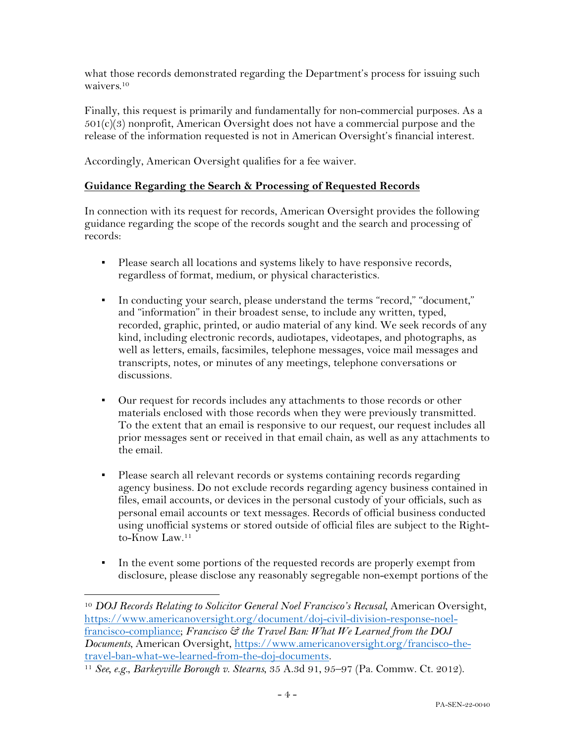what those records demonstrated regarding the Department's process for issuing such waivers.[10]

Finally, this request is primarily and fundamentally for non-commercial purposes. As a 501(c)(3) nonprofit, American Oversight does not have a commercial purpose and the release of the information requested is not in American Oversight's financial interest.

Accordingly, American Oversight qualifies for a fee waiver.

## Guidance Regarding the Search & Processing of Requested Records

In connection with its request for records, American Oversight provides the following guidance regarding the scope of the records sought and the search and processing of records:

- Please search all locations and systems likely to have responsive records, regardless of format, medium, or physical characteristics.

- In conducting your search, please understand the terms "record," "document," and "information" in their broadest sense, to include any written, typed, recorded, graphic, printed, or audio material of any kind. We seek records of any kind, including electronic records, audiotapes, videotapes, and photographs, as well as letters, emails, facsimiles, telephone messages, voice mail messages and transcripts, notes, or minutes of any meetings, telephone conversations or discussions.

- Our request for records includes any attachments to those records or other materials enclosed with those records when they were previously transmitted. To the extent that an email is responsive to our request, our request includes all prior messages sent or received in that email chain, as well as any attachments to the email.

- Please search all relevant records or systems containing records regarding agency business. Do not exclude records regarding agency business contained in files, email accounts, or devices in the personal custody of your officials, such as personal email accounts or text messages. Records of official business conducted using unofficial systems or stored outside of official files are subject to the Right-to-Know Law.[11]

- In the event some portions of the requested records are properly exempt from disclosure, please disclose any reasonably segregable non-exempt portions of the

---

[10] *DOJ Records Relating to Solicitor General Noel Francisco's Recusal*, American Oversight, https://www.americanoversight.org/document/doj-civil-division-response-noel-francisco-compliance; *Francisco & the Travel Ban: What We Learned from the DOJ Documents*, American Oversight, https://www.americanoversight.org/francisco-the-travel-ban-what-we-learned-from-the-doj-documents.

[11] *See, e.g.*, *Barkeyville Borough v. Stearns*, 35 A.3d 91, 95–97 (Pa. Commw. Ct. 2012).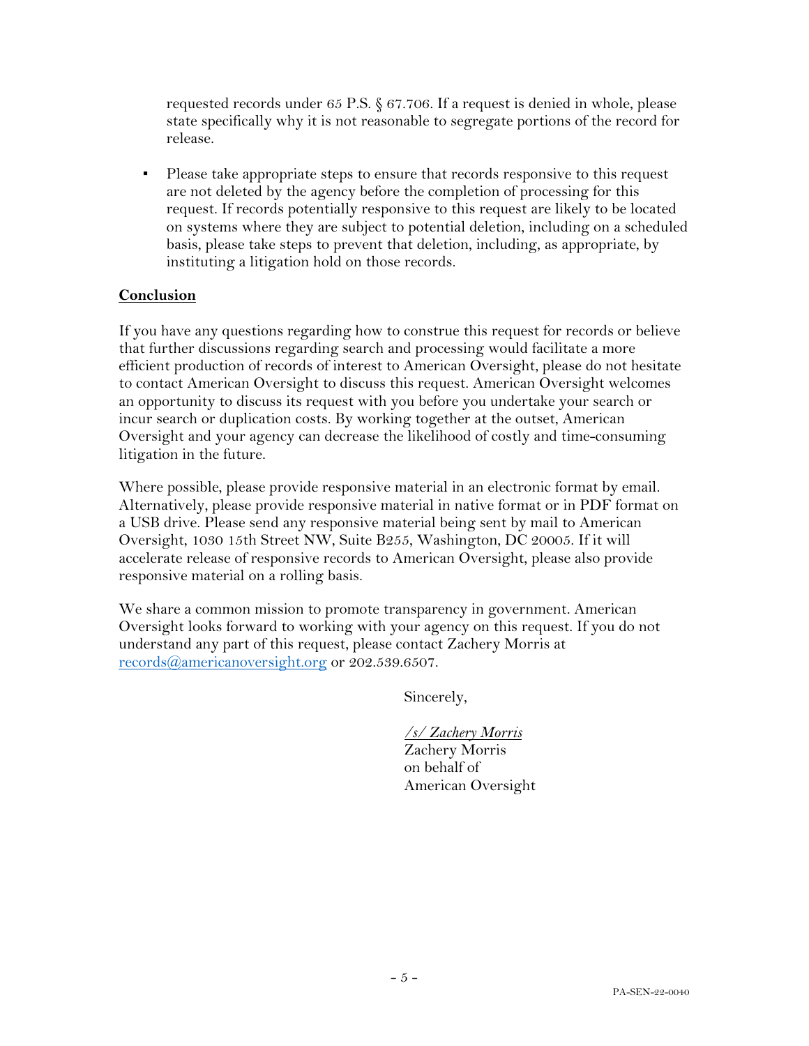requested records under 65 P.S. § 67.706. If a request is denied in whole, please state specifically why it is not reasonable to segregate portions of the record for release.

- Please take appropriate steps to ensure that records responsive to this request are not deleted by the agency before the completion of processing for this request. If records potentially responsive to this request are likely to be located on systems where they are subject to potential deletion, including on a scheduled basis, please take steps to prevent that deletion, including, as appropriate, by instituting a litigation hold on those records.

**Conclusion**

If you have any questions regarding how to construe this request for records or believe that further discussions regarding search and processing would facilitate a more efficient production of records of interest to American Oversight, please do not hesitate to contact American Oversight to discuss this request. American Oversight welcomes an opportunity to discuss its request with you before you undertake your search or incur search or duplication costs. By working together at the outset, American Oversight and your agency can decrease the likelihood of costly and time-consuming litigation in the future.

Where possible, please provide responsive material in an electronic format by email. Alternatively, please provide responsive material in native format or in PDF format on a USB drive. Please send any responsive material being sent by mail to American Oversight, 1030 15th Street NW, Suite B255, Washington, DC 20005. If it will accelerate release of responsive records to American Oversight, please also provide responsive material on a rolling basis.

We share a common mission to promote transparency in government. American Oversight looks forward to working with your agency on this request. If you do not understand any part of this request, please contact Zachery Morris at records@americanoversight.org or 202.539.6507.

Sincerely,

*/s/ Zachery Morris*
Zachery Morris
on behalf of
American Oversight

PA-SEN-22-0040